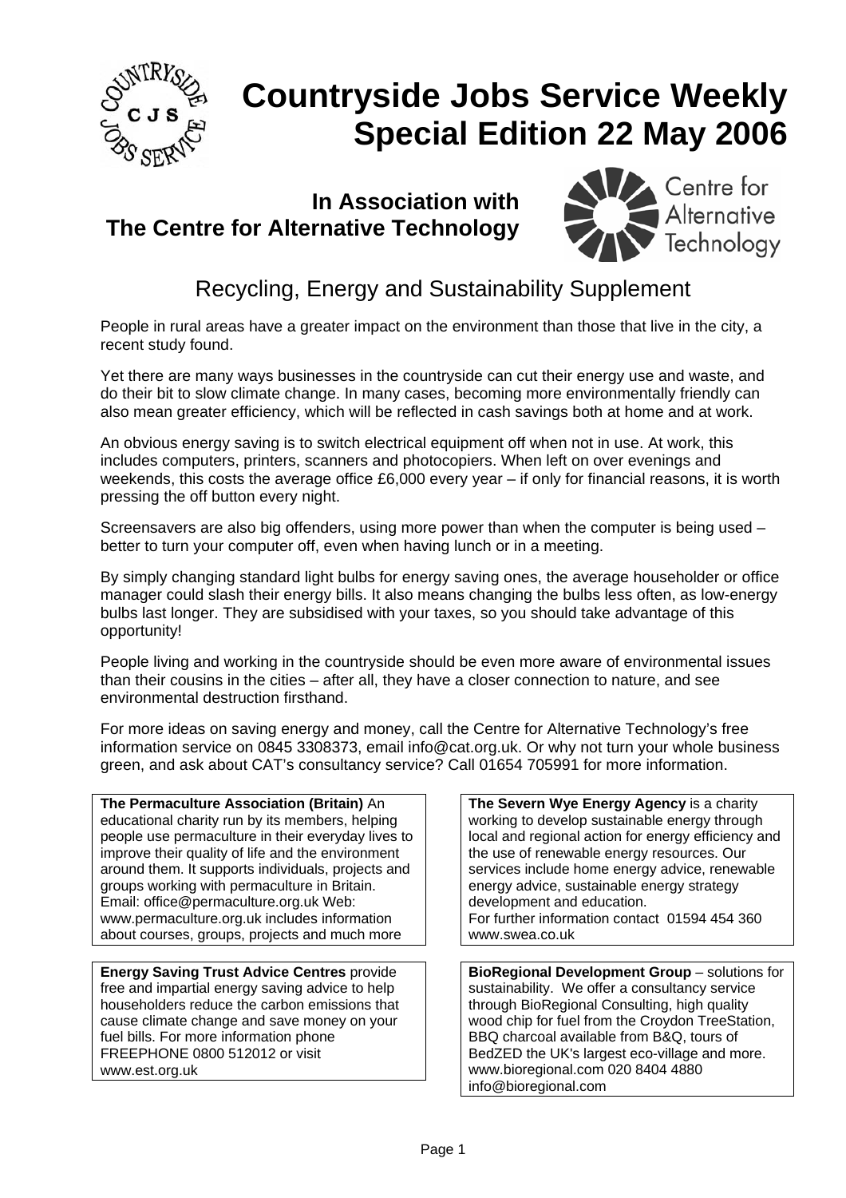# Countryside Jobs Service Weekly Special Edition 22 May 2006

## In Association with The Centre for Alternative Technology

Centre for Alternative Technology

## Recycling, Energy and Sustainability Supplement

People in rural areas have a greater impact on the environment than those that live in the city, a recent study found.

Yet there are many ways businesses in the countryside can cut their energy use and waste, and do their bit to slow climate change. In many cases, becoming more environmentally friendly can also mean greater efficiency, which will be reflected in cash savings both at home and at work.

An obvious energy saving is to switch electrical equipment off when not in use. At work, this includes computers, printers, scanners and photocopiers. When left on over evenings and weekends, this costs the average office £6,000 every year – if only for financial reasons, it is worth pressing the off button every night.

Screensavers are also big offenders, using more power than when the computer is being used – better to turn your computer off, even when having lunch or in a meeting.

By simply changing standard light bulbs for energy saving ones, the average householder or office manager could slash their energy bills. It also means changing the bulbs less often, as low-energy bulbs last longer. They are subsidised with your taxes, so you should take advantage of this opportunity!

People living and working in the countryside should be even more aware of environmental issues than their cousins in the cities – after all, they have a closer connection to nature, and see environmental destruction firsthand.

For more ideas on saving energy and money, call the Centre for Alternative Technology's free information service on 0845 3308373, email info@cat.org.uk. Or why not turn your whole business green, and ask about CAT's consultancy service? Call 01654 705991 for more information.

**The Permaculture Association (Britain)** An educational charity run by its members, helping people use permaculture in their everyday lives to improve their quality of life and the environment around them. It supports individuals, projects and groups working with permaculture in Britain. Email: office@permaculture.org.uk Web: www.permaculture.org.uk includes information about courses, groups, projects and much more

**Energy Saving Trust Advice Centres** provide free and impartial energy saving advice to help householders reduce the carbon emissions that cause climate change and save money on your fuel bills. For more information phone FREEPHONE 0800 512012 or visit www.est.org.uk

**The Severn Wye Energy Agency** is a charity working to develop sustainable energy through local and regional action for energy efficiency and the use of renewable energy resources. Our services include home energy advice, renewable energy advice, sustainable energy strategy development and education.
For further information contact 01594 454 360 www.swea.co.uk

**BioRegional Development Group** – solutions for sustainability. We offer a consultancy service through BioRegional Consulting, high quality wood chip for fuel from the Croydon TreeStation, BBQ charcoal available from B&Q, tours of BedZED the UK's largest eco-village and more. www.bioregional.com 020 8404 4880 info@bioregional.com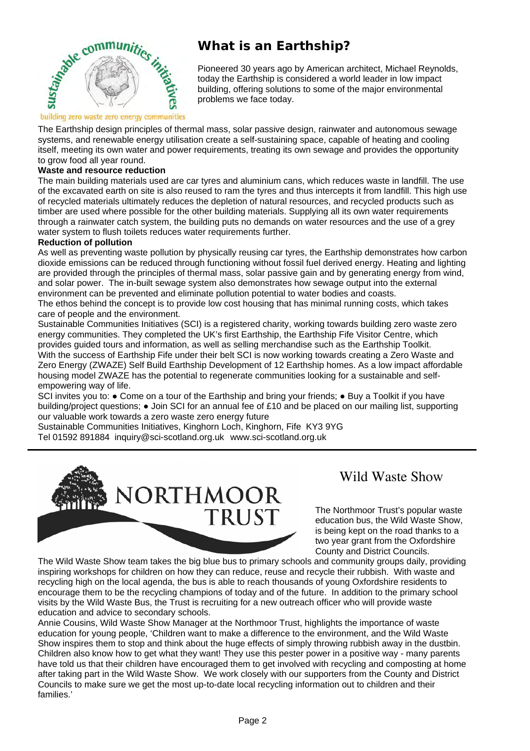## What is an Earthship?

Pioneered 30 years ago by American architect, Michael Reynolds, today the Earthship is considered a world leader in low impact building, offering solutions to some of the major environmental problems we face today.

The Earthship design principles of thermal mass, solar passive design, rainwater and autonomous sewage systems, and renewable energy utilisation create a self-sustaining space, capable of heating and cooling itself, meeting its own water and power requirements, treating its own sewage and provides the opportunity to grow food all year round.

**Waste and resource reduction**

The main building materials used are car tyres and aluminium cans, which reduces waste in landfill. The use of the excavated earth on site is also reused to ram the tyres and thus intercepts it from landfill. This high use of recycled materials ultimately reduces the depletion of natural resources, and recycled products such as timber are used where possible for the other building materials. Supplying all its own water requirements through a rainwater catch system, the building puts no demands on water resources and the use of a grey water system to flush toilets reduces water requirements further.

**Reduction of pollution**

As well as preventing waste pollution by physically reusing car tyres, the Earthship demonstrates how carbon dioxide emissions can be reduced through functioning without fossil fuel derived energy. Heating and lighting are provided through the principles of thermal mass, solar passive gain and by generating energy from wind, and solar power. The in-built sewage system also demonstrates how sewage output into the external environment can be prevented and eliminate pollution potential to water bodies and coasts.

The ethos behind the concept is to provide low cost housing that has minimal running costs, which takes care of people and the environment.

Sustainable Communities Initiatives (SCI) is a registered charity, working towards building zero waste zero energy communities. They completed the UK's first Earthship, the Earthship Fife Visitor Centre, which provides guided tours and information, as well as selling merchandise such as the Earthship Toolkit.

With the success of Earthship Fife under their belt SCI is now working towards creating a Zero Waste and Zero Energy (ZWAZE) Self Build Earthship Development of 12 Earthship homes. As a low impact affordable housing model ZWAZE has the potential to regenerate communities looking for a sustainable and self-empowering way of life.

SCI invites you to: ● Come on a tour of the Earthship and bring your friends; ● Buy a Toolkit if you have building/project questions; ● Join SCI for an annual fee of £10 and be placed on our mailing list, supporting our valuable work towards a zero waste zero energy future

Sustainable Communities Initiatives, Kinghorn Loch, Kinghorn, Fife KY3 9YG
Tel 01592 891884 inquiry@sci-scotland.org.uk www.sci-scotland.org.uk

---

## Wild Waste Show

The Northmoor Trust's popular waste education bus, the Wild Waste Show, is being kept on the road thanks to a two year grant from the Oxfordshire County and District Councils.

The Wild Waste Show team takes the big blue bus to primary schools and community groups daily, providing inspiring workshops for children on how they can reduce, reuse and recycle their rubbish. With waste and recycling high on the local agenda, the bus is able to reach thousands of young Oxfordshire residents to encourage them to be the recycling champions of today and of the future. In addition to the primary school visits by the Wild Waste Bus, the Trust is recruiting for a new outreach officer who will provide waste education and advice to secondary schools.

Annie Cousins, Wild Waste Show Manager at the Northmoor Trust, highlights the importance of waste education for young people, 'Children want to make a difference to the environment, and the Wild Waste Show inspires them to stop and think about the huge effects of simply throwing rubbish away in the dustbin. Children also know how to get what they want! They use this pester power in a positive way - many parents have told us that their children have encouraged them to get involved with recycling and composting at home after taking part in the Wild Waste Show. We work closely with our supporters from the County and District Councils to make sure we get the most up-to-date local recycling information out to children and their families.'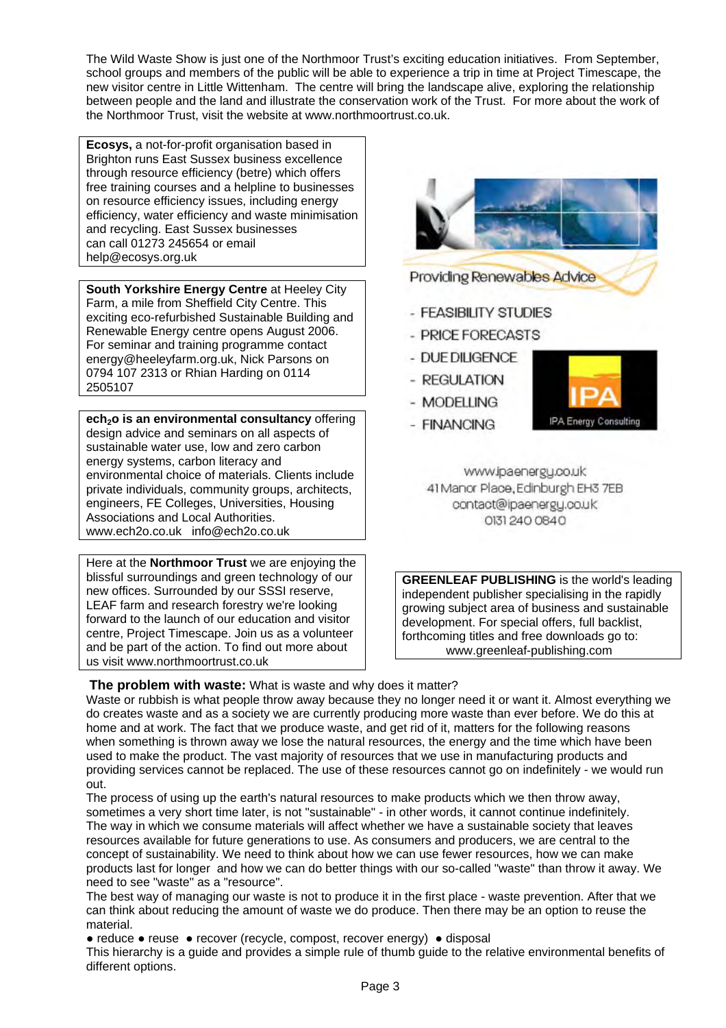The Wild Waste Show is just one of the Northmoor Trust's exciting education initiatives. From September, school groups and members of the public will be able to experience a trip in time at Project Timescape, the new visitor centre in Little Wittenham. The centre will bring the landscape alive, exploring the relationship between people and the land and illustrate the conservation work of the Trust. For more about the work of the Northmoor Trust, visit the website at www.northmoortrust.co.uk.

**Ecosys,** a not-for-profit organisation based in Brighton runs East Sussex business excellence through resource efficiency (betre) which offers free training courses and a helpline to businesses on resource efficiency issues, including energy efficiency, water efficiency and waste minimisation and recycling. East Sussex businesses can call 01273 245654 or email help@ecosys.org.uk

**South Yorkshire Energy Centre** at Heeley City Farm, a mile from Sheffield City Centre. This exciting eco-refurbished Sustainable Building and Renewable Energy centre opens August 2006. For seminar and training programme contact energy@heeleyfarm.org.uk, Nick Parsons on 0794 107 2313 or Rhian Harding on 0114 2505107

**ech$_2$o is an environmental consultancy** offering design advice and seminars on all aspects of sustainable water use, low and zero carbon energy systems, carbon literacy and environmental choice of materials. Clients include private individuals, community groups, architects, engineers, FE Colleges, Universities, Housing Associations and Local Authorities. www.ech2o.co.uk info@ech2o.co.uk

Here at the **Northmoor Trust** we are enjoying the blissful surroundings and green technology of our new offices. Surrounded by our SSSI reserve, LEAF farm and research forestry we're looking forward to the launch of our education and visitor centre, Project Timescape. Join us as a volunteer and be part of the action. To find out more about us visit www.northmoortrust.co.uk

Providing Renewables Advice

- FEASIBILITY STUDIES
- PRICE FORECASTS
- DUE DILIGENCE
- REGULATION
- MODELLING
- FINANCING

IPA

IPA Energy Consulting

www.ipaenergy.co.uk
41 Manor Place, Edinburgh EH3 7EB
contact@ipaenergy.co.uk
0131 240 0840

**GREENLEAF PUBLISHING** is the world's leading independent publisher specialising in the rapidly growing subject area of business and sustainable development. For special offers, full backlist, forthcoming titles and free downloads go to: www.greenleaf-publishing.com

**The problem with waste:** What is waste and why does it matter?

Waste or rubbish is what people throw away because they no longer need it or want it. Almost everything we do creates waste and as a society we are currently producing more waste than ever before. We do this at home and at work. The fact that we produce waste, and get rid of it, matters for the following reasons when something is thrown away we lose the natural resources, the energy and the time which have been used to make the product. The vast majority of resources that we use in manufacturing products and providing services cannot be replaced. The use of these resources cannot go on indefinitely - we would run out.

The process of using up the earth's natural resources to make products which we then throw away, sometimes a very short time later, is not "sustainable" - in other words, it cannot continue indefinitely. The way in which we consume materials will affect whether we have a sustainable society that leaves resources available for future generations to use. As consumers and producers, we are central to the concept of sustainability. We need to think about how we can use fewer resources, how we can make products last for longer and how we can do better things with our so-called "waste" than throw it away. We need to see "waste" as a "resource".

The best way of managing our waste is not to produce it in the first place - waste prevention. After that we can think about reducing the amount of waste we do produce. Then there may be an option to reuse the material.

● reduce ● reuse ● recover (recycle, compost, recover energy) ● disposal

This hierarchy is a guide and provides a simple rule of thumb guide to the relative environmental benefits of different options.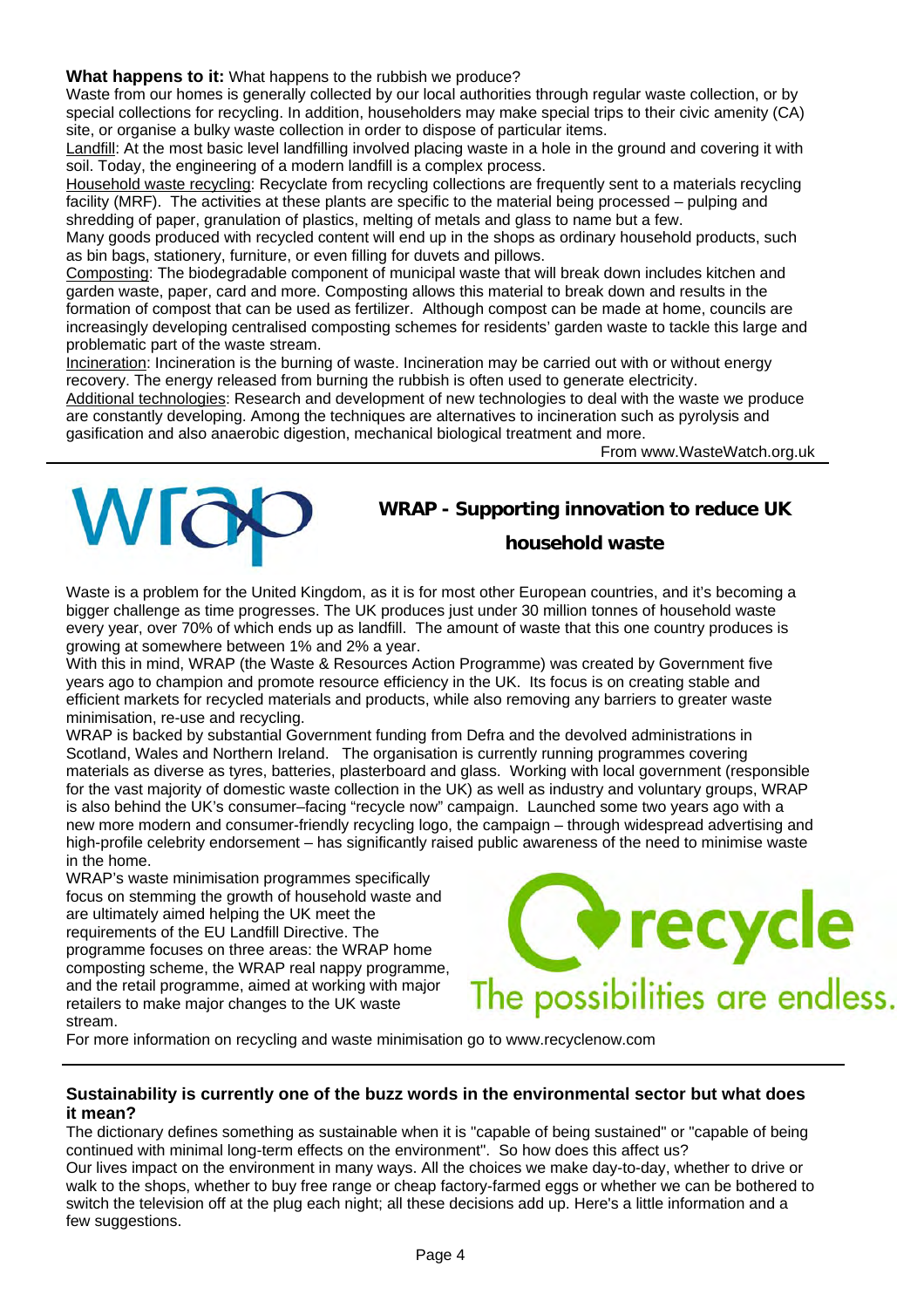**What happens to it:** What happens to the rubbish we produce?

Waste from our homes is generally collected by our local authorities through regular waste collection, or by special collections for recycling. In addition, householders may make special trips to their civic amenity (CA) site, or organise a bulky waste collection in order to dispose of particular items.

Landfill: At the most basic level landfilling involved placing waste in a hole in the ground and covering it with soil. Today, the engineering of a modern landfill is a complex process.

Household waste recycling: Recyclate from recycling collections are frequently sent to a materials recycling facility (MRF). The activities at these plants are specific to the material being processed – pulping and shredding of paper, granulation of plastics, melting of metals and glass to name but a few.

Many goods produced with recycled content will end up in the shops as ordinary household products, such as bin bags, stationery, furniture, or even filling for duvets and pillows.

Composting: The biodegradable component of municipal waste that will break down includes kitchen and garden waste, paper, card and more. Composting allows this material to break down and results in the formation of compost that can be used as fertilizer. Although compost can be made at home, councils are increasingly developing centralised composting schemes for residents' garden waste to tackle this large and problematic part of the waste stream.

Incineration: Incineration is the burning of waste. Incineration may be carried out with or without energy recovery. The energy released from burning the rubbish is often used to generate electricity.

Additional technologies: Research and development of new technologies to deal with the waste we produce are constantly developing. Among the techniques are alternatives to incineration such as pyrolysis and gasification and also anaerobic digestion, mechanical biological treatment and more.

From www.WasteWatch.org.uk

---

wrap

## WRAP - Supporting innovation to reduce UK household waste

Waste is a problem for the United Kingdom, as it is for most other European countries, and it's becoming a bigger challenge as time progresses. The UK produces just under 30 million tonnes of household waste every year, over 70% of which ends up as landfill. The amount of waste that this one country produces is growing at somewhere between 1% and 2% a year.

With this in mind, WRAP (the Waste & Resources Action Programme) was created by Government five years ago to champion and promote resource efficiency in the UK. Its focus is on creating stable and efficient markets for recycled materials and products, while also removing any barriers to greater waste minimisation, re-use and recycling.

WRAP is backed by substantial Government funding from Defra and the devolved administrations in Scotland, Wales and Northern Ireland. The organisation is currently running programmes covering materials as diverse as tyres, batteries, plasterboard and glass. Working with local government (responsible for the vast majority of domestic waste collection in the UK) as well as industry and voluntary groups, WRAP is also behind the UK's consumer–facing "recycle now" campaign. Launched some two years ago with a new more modern and consumer-friendly recycling logo, the campaign – through widespread advertising and high-profile celebrity endorsement – has significantly raised public awareness of the need to minimise waste in the home.

WRAP's waste minimisation programmes specifically focus on stemming the growth of household waste and are ultimately aimed helping the UK meet the requirements of the EU Landfill Directive. The programme focuses on three areas: the WRAP home composting scheme, the WRAP real nappy programme, and the retail programme, aimed at working with major retailers to make major changes to the UK waste stream.

recycle
The possibilities are endless.

For more information on recycling and waste minimisation go to www.recyclenow.com

---

**Sustainability is currently one of the buzz words in the environmental sector but what does it mean?**

The dictionary defines something as sustainable when it is "capable of being sustained" or "capable of being continued with minimal long-term effects on the environment". So how does this affect us?

Our lives impact on the environment in many ways. All the choices we make day-to-day, whether to drive or walk to the shops, whether to buy free range or cheap factory-farmed eggs or whether we can be bothered to switch the television off at the plug each night; all these decisions add up. Here's a little information and a few suggestions.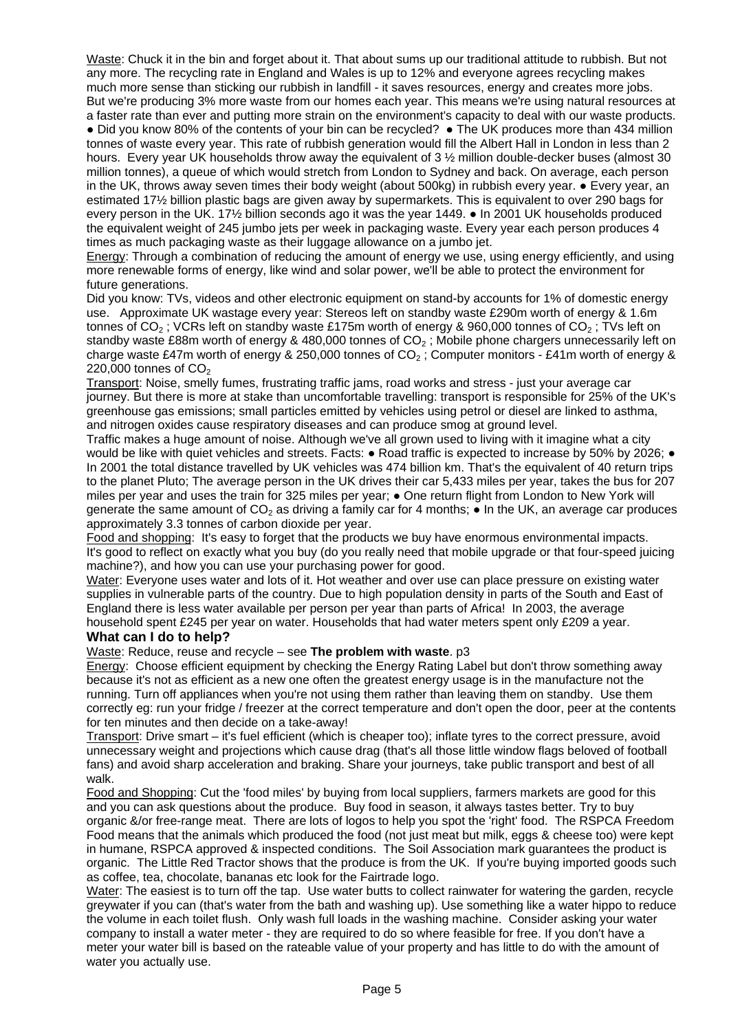<u>Waste</u>: Chuck it in the bin and forget about it. That about sums up our traditional attitude to rubbish. But not any more. The recycling rate in England and Wales is up to 12% and everyone agrees recycling makes much more sense than sticking our rubbish in landfill - it saves resources, energy and creates more jobs. But we're producing 3% more waste from our homes each year. This means we're using natural resources at a faster rate than ever and putting more strain on the environment's capacity to deal with our waste products. ● Did you know 80% of the contents of your bin can be recycled? ● The UK produces more than 434 million tonnes of waste every year. This rate of rubbish generation would fill the Albert Hall in London in less than 2 hours. Every year UK households throw away the equivalent of 3 ½ million double-decker buses (almost 30 million tonnes), a queue of which would stretch from London to Sydney and back. On average, each person in the UK, throws away seven times their body weight (about 500kg) in rubbish every year. ● Every year, an estimated 17½ billion plastic bags are given away by supermarkets. This is equivalent to over 290 bags for every person in the UK. 17½ billion seconds ago it was the year 1449. ● In 2001 UK households produced the equivalent weight of 245 jumbo jets per week in packaging waste. Every year each person produces 4 times as much packaging waste as their luggage allowance on a jumbo jet.

<u>Energy</u>: Through a combination of reducing the amount of energy we use, using energy efficiently, and using more renewable forms of energy, like wind and solar power, we'll be able to protect the environment for future generations.

Did you know: TVs, videos and other electronic equipment on stand-by accounts for 1% of domestic energy use. Approximate UK wastage every year: Stereos left on standby waste £290m worth of energy & 1.6m tonnes of $CO_2$ ; VCRs left on standby waste £175m worth of energy & 960,000 tonnes of $CO_2$ ; TVs left on standby waste £88m worth of energy & 480,000 tonnes of $CO_2$ ; Mobile phone chargers unnecessarily left on charge waste £47m worth of energy & 250,000 tonnes of $CO_2$ ; Computer monitors - £41m worth of energy & 220,000 tonnes of $CO_2$

<u>Transport</u>: Noise, smelly fumes, frustrating traffic jams, road works and stress - just your average car journey. But there is more at stake than uncomfortable travelling: transport is responsible for 25% of the UK's greenhouse gas emissions; small particles emitted by vehicles using petrol or diesel are linked to asthma, and nitrogen oxides cause respiratory diseases and can produce smog at ground level.

Traffic makes a huge amount of noise. Although we've all grown used to living with it imagine what a city would be like with quiet vehicles and streets. Facts: ● Road traffic is expected to increase by 50% by 2026; ● In 2001 the total distance travelled by UK vehicles was 474 billion km. That's the equivalent of 40 return trips to the planet Pluto; The average person in the UK drives their car 5,433 miles per year, takes the bus for 207 miles per year and uses the train for 325 miles per year; ● One return flight from London to New York will generate the same amount of $CO_2$ as driving a family car for 4 months; ● In the UK, an average car produces approximately 3.3 tonnes of carbon dioxide per year.

<u>Food and shopping</u>: It's easy to forget that the products we buy have enormous environmental impacts. It's good to reflect on exactly what you buy (do you really need that mobile upgrade or that four-speed juicing machine?), and how you can use your purchasing power for good.

<u>Water</u>: Everyone uses water and lots of it. Hot weather and over use can place pressure on existing water supplies in vulnerable parts of the country. Due to high population density in parts of the South and East of England there is less water available per person per year than parts of Africa! In 2003, the average household spent £245 per year on water. Households that had water meters spent only £209 a year.

### What can I do to help?

<u>Waste</u>: Reduce, reuse and recycle – see **The problem with waste**. p3

<u>Energy</u>: Choose efficient equipment by checking the Energy Rating Label but don't throw something away because it's not as efficient as a new one often the greatest energy usage is in the manufacture not the running. Turn off appliances when you're not using them rather than leaving them on standby. Use them correctly eg: run your fridge / freezer at the correct temperature and don't open the door, peer at the contents for ten minutes and then decide on a take-away!

<u>Transport</u>: Drive smart – it's fuel efficient (which is cheaper too); inflate tyres to the correct pressure, avoid unnecessary weight and projections which cause drag (that's all those little window flags beloved of football fans) and avoid sharp acceleration and braking. Share your journeys, take public transport and best of all walk.

<u>Food and Shopping</u>: Cut the 'food miles' by buying from local suppliers, farmers markets are good for this and you can ask questions about the produce. Buy food in season, it always tastes better. Try to buy organic &/or free-range meat. There are lots of logos to help you spot the 'right' food. The RSPCA Freedom Food means that the animals which produced the food (not just meat but milk, eggs & cheese too) were kept in humane, RSPCA approved & inspected conditions. The Soil Association mark guarantees the product is organic. The Little Red Tractor shows that the produce is from the UK. If you're buying imported goods such as coffee, tea, chocolate, bananas etc look for the Fairtrade logo.

<u>Water</u>: The easiest is to turn off the tap. Use water butts to collect rainwater for watering the garden, recycle greywater if you can (that's water from the bath and washing up). Use something like a water hippo to reduce the volume in each toilet flush. Only wash full loads in the washing machine. Consider asking your water company to install a water meter - they are required to do so where feasible for free. If you don't have a meter your water bill is based on the rateable value of your property and has little to do with the amount of water you actually use.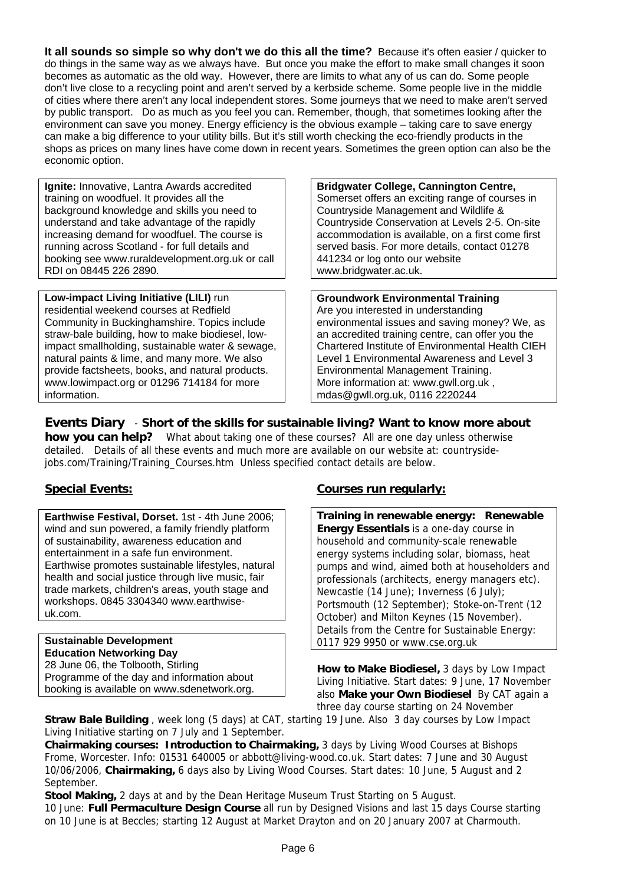**It all sounds so simple so why don't we do this all the time?** Because it's often easier / quicker to do things in the same way as we always have. But once you make the effort to make small changes it soon becomes as automatic as the old way. However, there are limits to what any of us can do. Some people don't live close to a recycling point and aren't served by a kerbside scheme. Some people live in the middle of cities where there aren't any local independent stores. Some journeys that we need to make aren't served by public transport. Do as much as you feel you can. Remember, though, that sometimes looking after the environment can save you money. Energy efficiency is the obvious example – taking care to save energy can make a big difference to your utility bills. But it's still worth checking the eco-friendly products in the shops as prices on many lines have come down in recent years. Sometimes the green option can also be the economic option.

**Ignite:** Innovative, Lantra Awards accredited training on woodfuel. It provides all the background knowledge and skills you need to understand and take advantage of the rapidly increasing demand for woodfuel. The course is running across Scotland - for full details and booking see www.ruraldevelopment.org.uk or call RDI on 08445 226 2890.

**Low-impact Living Initiative (LILI)** run residential weekend courses at Redfield Community in Buckinghamshire. Topics include straw-bale building, how to make biodiesel, low-impact smallholding, sustainable water & sewage, natural paints & lime, and many more. We also provide factsheets, books, and natural products. www.lowimpact.org or 01296 714184 for more information.

**Bridgwater College, Cannington Centre,** Somerset offers an exciting range of courses in Countryside Management and Wildlife & Countryside Conservation at Levels 2-5. On-site accommodation is available, on a first come first served basis. For more details, contact 01278 441234 or log onto our website www.bridgwater.ac.uk.

**Groundwork Environmental Training**
Are you interested in understanding environmental issues and saving money? We, as an accredited training centre, can offer you the Chartered Institute of Environmental Health CIEH Level 1 Environmental Awareness and Level 3 Environmental Management Training.
More information at: www.gwll.org.uk , mdas@gwll.org.uk, 0116 2220244

## Events Diary - Short of the skills for sustainable living? Want to know more about how you can help?

What about taking one of these courses? All are one day unless otherwise detailed. Details of all these events and much more are available on our website at: countryside-jobs.com/Training/Training_Courses.htm Unless specified contact details are below.

### Special Events:

**Earthwise Festival, Dorset.** 1st - 4th June 2006; wind and sun powered, a family friendly platform of sustainability, awareness education and entertainment in a safe fun environment. Earthwise promotes sustainable lifestyles, natural health and social justice through live music, fair trade markets, children's areas, youth stage and workshops. 0845 3304340 www.earthwise-uk.com.

**Sustainable Development Education Networking Day**
28 June 06, the Tolbooth, Stirling
Programme of the day and information about booking is available on www.sdenetwork.org.

### Courses run regularly:

**Training in renewable energy: Renewable Energy Essentials** is a one-day course in household and community-scale renewable energy systems including solar, biomass, heat pumps and wind, aimed both at householders and professionals (architects, energy managers etc). Newcastle (14 June); Inverness (6 July); Portsmouth (12 September); Stoke-on-Trent (12 October) and Milton Keynes (15 November). Details from the Centre for Sustainable Energy: 0117 929 9950 or www.cse.org.uk

**How to Make Biodiesel,** 3 days by Low Impact Living Initiative. Start dates: 9 June, 17 November also **Make your Own Biodiesel** By CAT again a three day course starting on 24 November

**Straw Bale Building** , week long (5 days) at CAT, starting 19 June. Also 3 day courses by Low Impact Living Initiative starting on 7 July and 1 September.

**Chairmaking courses: Introduction to Chairmaking,** 3 days by Living Wood Courses at Bishops Frome, Worcester. Info: 01531 640005 or abbott@living-wood.co.uk. Start dates: 7 June and 30 August 10/06/2006, **Chairmaking,** 6 days also by Living Wood Courses. Start dates: 10 June, 5 August and 2 September.

**Stool Making,** 2 days at and by the Dean Heritage Museum Trust Starting on 5 August.

10 June: **Full Permaculture Design Course** all run by Designed Visions and last 15 days Course starting on 10 June is at Beccles; starting 12 August at Market Drayton and on 20 January 2007 at Charmouth.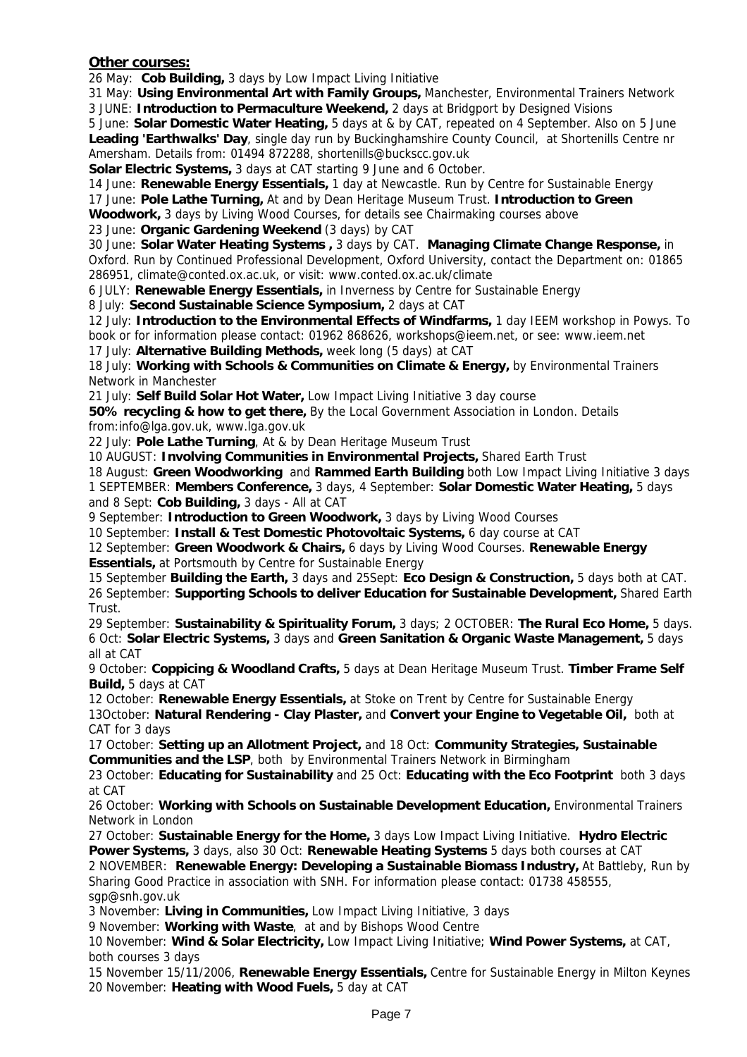**Other courses:**

26 May: **Cob Building,** 3 days by Low Impact Living Initiative

31 May: **Using Environmental Art with Family Groups,** Manchester, Environmental Trainers Network

3 JUNE: **Introduction to Permaculture Weekend,** 2 days at Bridgport by Designed Visions

5 June: **Solar Domestic Water Heating,** 5 days at & by CAT, repeated on 4 September. Also on 5 June **Leading 'Earthwalks' Day**, single day run by Buckinghamshire County Council, at Shortenills Centre nr Amersham. Details from: 01494 872288, shortenills@buckscc.gov.uk

**Solar Electric Systems,** 3 days at CAT starting 9 June and 6 October.

14 June: **Renewable Energy Essentials,** 1 day at Newcastle. Run by Centre for Sustainable Energy

17 June: **Pole Lathe Turning,** At and by Dean Heritage Museum Trust. **Introduction to Green Woodwork,** 3 days by Living Wood Courses, for details see Chairmaking courses above

23 June: **Organic Gardening Weekend** (3 days) by CAT

30 June: **Solar Water Heating Systems ,** 3 days by CAT. **Managing Climate Change Response,** in Oxford. Run by Continued Professional Development, Oxford University, contact the Department on: 01865 286951, climate@conted.ox.ac.uk, or visit: www.conted.ox.ac.uk/climate

6 JULY: **Renewable Energy Essentials,** in Inverness by Centre for Sustainable Energy

8 July: **Second Sustainable Science Symposium,** 2 days at CAT

12 July: **Introduction to the Environmental Effects of Windfarms,** 1 day IEEM workshop in Powys. To book or for information please contact: 01962 868626, workshops@ieem.net, or see: www.ieem.net

17 July: **Alternative Building Methods,** week long (5 days) at CAT

18 July: **Working with Schools & Communities on Climate & Energy,** by Environmental Trainers Network in Manchester

21 July: **Self Build Solar Hot Water,** Low Impact Living Initiative 3 day course

**50% recycling & how to get there,** By the Local Government Association in London. Details from:info@lga.gov.uk, www.lga.gov.uk

22 July: **Pole Lathe Turning**, At & by Dean Heritage Museum Trust

10 AUGUST: **Involving Communities in Environmental Projects,** Shared Earth Trust

18 August: **Green Woodworking** and **Rammed Earth Building** both Low Impact Living Initiative 3 days

1 SEPTEMBER: **Members Conference,** 3 days, 4 September: **Solar Domestic Water Heating,** 5 days and 8 Sept: **Cob Building,** 3 days - All at CAT

9 September: **Introduction to Green Woodwork,** 3 days by Living Wood Courses

10 September: **Install & Test Domestic Photovoltaic Systems,** 6 day course at CAT

12 September: **Green Woodwork & Chairs,** 6 days by Living Wood Courses. **Renewable Energy Essentials,** at Portsmouth by Centre for Sustainable Energy

15 September **Building the Earth,** 3 days and 25Sept: **Eco Design & Construction,** 5 days both at CAT.

26 September: **Supporting Schools to deliver Education for Sustainable Development,** Shared Earth Trust.

29 September: **Sustainability & Spirituality Forum,** 3 days; 2 OCTOBER: **The Rural Eco Home,** 5 days.

6 Oct: **Solar Electric Systems,** 3 days and **Green Sanitation & Organic Waste Management,** 5 days all at CAT

9 October: **Coppicing & Woodland Crafts,** 5 days at Dean Heritage Museum Trust. **Timber Frame Self Build,** 5 days at CAT

12 October: **Renewable Energy Essentials,** at Stoke on Trent by Centre for Sustainable Energy

13October: **Natural Rendering - Clay Plaster,** and **Convert your Engine to Vegetable Oil,** both at CAT for 3 days

17 October: **Setting up an Allotment Project,** and 18 Oct: **Community Strategies, Sustainable Communities and the LSP**, both by Environmental Trainers Network in Birmingham

23 October: **Educating for Sustainability** and 25 Oct: **Educating with the Eco Footprint** both 3 days at CAT

26 October: **Working with Schools on Sustainable Development Education,** Environmental Trainers Network in London

27 October: **Sustainable Energy for the Home,** 3 days Low Impact Living Initiative. **Hydro Electric Power Systems,** 3 days, also 30 Oct: **Renewable Heating Systems** 5 days both courses at CAT

2 NOVEMBER: **Renewable Energy: Developing a Sustainable Biomass Industry,** At Battleby, Run by Sharing Good Practice in association with SNH. For information please contact: 01738 458555, sgp@snh.gov.uk

3 November: **Living in Communities,** Low Impact Living Initiative, 3 days

9 November: **Working with Waste**, at and by Bishops Wood Centre

10 November: **Wind & Solar Electricity,** Low Impact Living Initiative; **Wind Power Systems,** at CAT, both courses 3 days

15 November 15/11/2006, **Renewable Energy Essentials,** Centre for Sustainable Energy in Milton Keynes

20 November: **Heating with Wood Fuels,** 5 day at CAT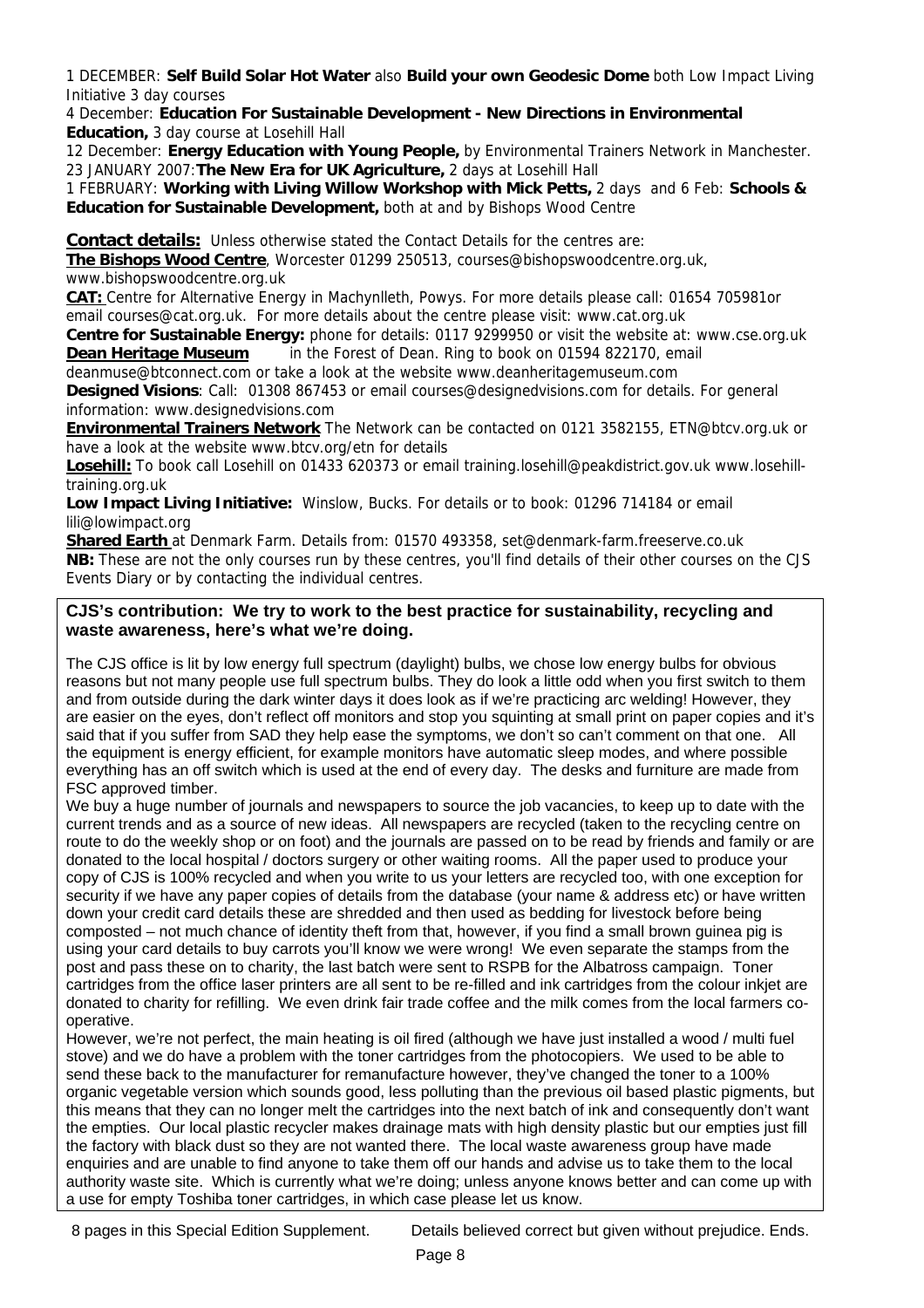1 DECEMBER: **Self Build Solar Hot Water** also **Build your own Geodesic Dome** both Low Impact Living Initiative 3 day courses

4 December: **Education For Sustainable Development - New Directions in Environmental Education,** 3 day course at Losehill Hall

12 December: **Energy Education with Young People,** by Environmental Trainers Network in Manchester.

23 JANUARY 2007: **The New Era for UK Agriculture,** 2 days at Losehill Hall

1 FEBRUARY: **Working with Living Willow Workshop with Mick Petts,** 2 days and 6 Feb: **Schools & Education for Sustainable Development,** both at and by Bishops Wood Centre

**Contact details:** Unless otherwise stated the Contact Details for the centres are:

**The Bishops Wood Centre**, Worcester 01299 250513, courses@bishopswoodcentre.org.uk, www.bishopswoodcentre.org.uk

**CAT:** Centre for Alternative Energy in Machynlleth, Powys. For more details please call: 01654 705981or email courses@cat.org.uk. For more details about the centre please visit: www.cat.org.uk

**Centre for Sustainable Energy:** phone for details: 0117 9299950 or visit the website at: www.cse.org.uk

**Dean Heritage Museum** in the Forest of Dean. Ring to book on 01594 822170, email deanmuse@btconnect.com or take a look at the website www.deanheritagemuseum.com

**Designed Visions**: Call: 01308 867453 or email courses@designedvisions.com for details. For general information: www.designedvisions.com

**Environmental Trainers Network** The Network can be contacted on 0121 3582155, ETN@btcv.org.uk or have a look at the website www.btcv.org/etn for details

**Losehill:** To book call Losehill on 01433 620373 or email training.losehill@peakdistrict.gov.uk www.losehill-training.org.uk

**Low Impact Living Initiative:** Winslow, Bucks. For details or to book: 01296 714184 or email lili@lowimpact.org

**Shared Earth** at Denmark Farm. Details from: 01570 493358, set@denmark-farm.freeserve.co.uk

**NB:** These are not the only courses run by these centres, you'll find details of their other courses on the CJS Events Diary or by contacting the individual centres.

**CJS's contribution: We try to work to the best practice for sustainability, recycling and waste awareness, here's what we're doing.**

The CJS office is lit by low energy full spectrum (daylight) bulbs, we chose low energy bulbs for obvious reasons but not many people use full spectrum bulbs. They do look a little odd when you first switch to them and from outside during the dark winter days it does look as if we're practicing arc welding! However, they are easier on the eyes, don't reflect off monitors and stop you squinting at small print on paper copies and it's said that if you suffer from SAD they help ease the symptoms, we don't so can't comment on that one. All the equipment is energy efficient, for example monitors have automatic sleep modes, and where possible everything has an off switch which is used at the end of every day. The desks and furniture are made from FSC approved timber.

We buy a huge number of journals and newspapers to source the job vacancies, to keep up to date with the current trends and as a source of new ideas. All newspapers are recycled (taken to the recycling centre on route to do the weekly shop or on foot) and the journals are passed on to be read by friends and family or are donated to the local hospital / doctors surgery or other waiting rooms. All the paper used to produce your copy of CJS is 100% recycled and when you write to us your letters are recycled too, with one exception for security if we have any paper copies of details from the database (your name & address etc) or have written down your credit card details these are shredded and then used as bedding for livestock before being composted – not much chance of identity theft from that, however, if you find a small brown guinea pig is using your card details to buy carrots you'll know we were wrong! We even separate the stamps from the post and pass these on to charity, the last batch were sent to RSPB for the Albatross campaign. Toner cartridges from the office laser printers are all sent to be re-filled and ink cartridges from the colour inkjet are donated to charity for refilling. We even drink fair trade coffee and the milk comes from the local farmers co-operative.

However, we're not perfect, the main heating is oil fired (although we have just installed a wood / multi fuel stove) and we do have a problem with the toner cartridges from the photocopiers. We used to be able to send these back to the manufacturer for remanufacture however, they've changed the toner to a 100% organic vegetable version which sounds good, less polluting than the previous oil based plastic pigments, but this means that they can no longer melt the cartridges into the next batch of ink and consequently don't want the empties. Our local plastic recycler makes drainage mats with high density plastic but our empties just fill the factory with black dust so they are not wanted there. The local waste awareness group have made enquiries and are unable to find anyone to take them off our hands and advise us to take them to the local authority waste site. Which is currently what we're doing; unless anyone knows better and can come up with a use for empty Toshiba toner cartridges, in which case please let us know.

8 pages in this Special Edition Supplement. Details believed correct but given without prejudice. Ends.